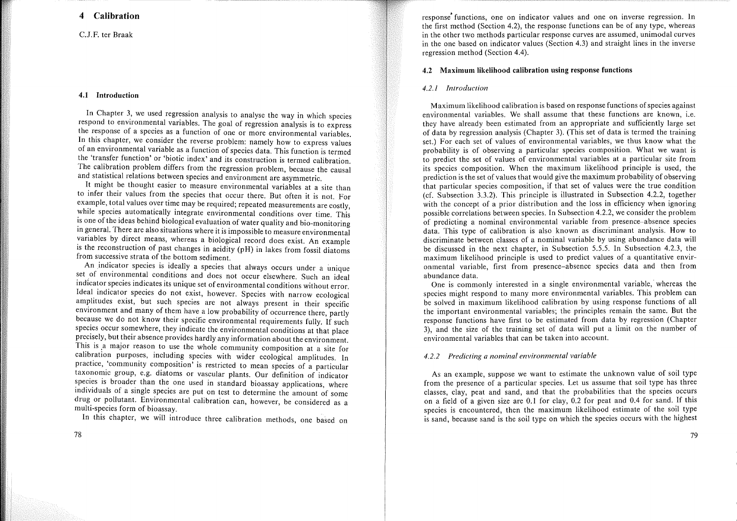# 4 Calibration

C.J.F. ter Braak

## 4.1 Introduction

In Chapter 3, we used regression analysis to analyse the way in which species respond to environmental variables. The goal of regression analysis is to express the response of a species as a function of one or more environmental variables. In this chapter, we consider the reverse problem: namely how to express values of an environmental variable as a function of species data. This function is termed the 'transfer function' or 'biotic index' and its construction is termed calibration. The calibration problem differs from the regression problem, because the causal and statistical relations between species and environment are asymmetric.

It might be thought easier to measure environmental variables at a site than to infer their values from the species that occur there. But often it is not. For example, total values over time may be required; repeated measurements are costly, while species automatically integrate environmental conditions over time. This is one of the ideas behind biological evaluation of water quality and bio-monitoring in general. There are also situations where it is impossible to measure environmental variables by direct means, whereas a biological record does exist. An example is the reconstruction of past changes in acidity (pH) in lakes from fossil diatoms from successive strata of the bottom sediment.

An indicator species is ideally a species that always occurs under a unique set of environmental conditions and does not occur elsewhere. Such an ideal indicator species indicates its unique set of environmental conditions without error. Ideal indicator species do not exist, however. Species with narrow ecological amplitudes exist, but such species are not always present in their specific environment and many of them have a low probability of occurrence there, partly because we do not know their specific environmental requirements fully. If such species occur somewhere, they indicate the environmental conditions at that place precisely, but their absence provides hardly any information about the environment. This is a major reason to use the whole community composition at a site for calibration purposes, including species with wider ecological amplitudes. In practice, 'community composition' is restricted to mean species of a particular taxonomic group, e.g. diatoms or vascular plants. Our definition of indicator species is broader than the one used in standard bioassay applications, where individuals of a single species are put on test to determine the amount of some drug or pollutant. Environmental calibration can, however, be considered as a multi-species form of bioassay.

In this chapter, we will introduce three calibration methods, one based on response functions, one on indicator values and one on inverse regression. In the first method (Section 4.2), the response functions can be of any type, whereas in the other two methods particular response curves are assumed, unimodal curves in the one based on indicator values (Section 4.3) and straight lines in the inverse regression method (Section 4.4).

## 4.2 Maximum likelihood calibration using response functions

### 4.2.1 *Introduction*

Maximum likelihood calibration is based on response functions of species against environmental variables. We shall assume that these functions are known, i.e. they have already been estimated from an appropriate and sufficiently large set of data by regression analysis (Chapter 3). (This set of data is termed the training set.) For each set of values of environmental variables, we thus know what the probability is of observing a particular species composition. What we want is to predict the set of values of environmental variables at a particular site from its species composition. When the maximum likelihood principle is used, the prediction is the set of values that would give the maximum probability of observing that particular species composition, if that set of values were the true condition (cf. Subsection 3.3.2). This principle is illustrated in Subsection 4.2.2, together with the concept of a prior distribution and the loss in efficiency when ignoring possible correlations between species. In Subsection 4.2.2, we consider the problem of predicting a nominal environmental variable from presence-absence species data. This type of calibration is also known as discriminant analysis. How to discriminate between classes of a nominal variable by using abundance data will be discussed in the next chapter, in Subsection 5.5.5. In Subsection 4.2.3, the maximum likelihood principle is used to predict values of a quantitative environmental variable, first from presence-absence species data and then from abundance data.

One is commonly interested in a single environmental variable, whereas the species might respond to many more environmental variables. This problem can be solved in maximum likelihood calibration by using response functions of all the important environmental variables; the principles remain the same. But the response functions have first to be estimated from data by regression (Chapter 3), and the size of the training set of data will put a limit on the number of environmental variables that can be taken into account.

### 4.2.2 *Predicting a nominal environmental variable*

As an example, suppose we want to estimate the unknown value of soil type from the presence of a particular species. Let us assume that soil type has three classes, clay, peat and sand, and that the probabilities that the species occurs on a field of a given size are 0.1 for clay, 0.2 for peat and 0.4 for sand. If this species is encountered, then the maximum likelihood estimate of the soil type is sand, because sand is the soil type on which the species occurs with the highest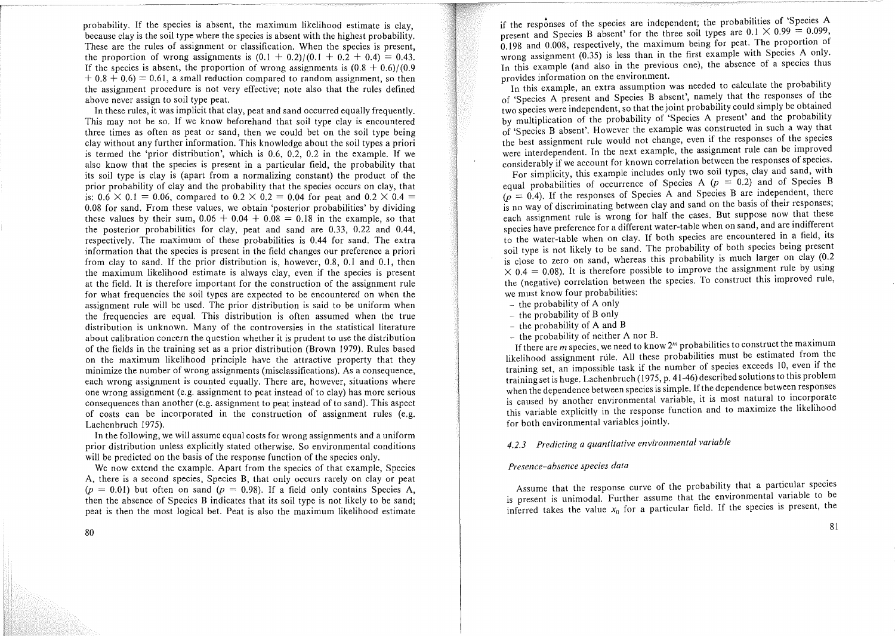probability. If the species is absent, the maximum likelihood estimate is clay, because clay is the soil type where the species is absent with the highest probability. These are the rules of assignment or classification. When the species is present, the proportion of wrong assignments is $(0.1 + 0.2)/(0.1 + 0.2 + 0.4) = 0.43$. If the species is absent, the proportion of wrong assignments is $(0.8 + 0.6)/(0.9 + 0.8 + 0.6) = 0.61$, a small reduction compared to random assignment, so then the assignment procedure is not very effective; note also that the rules defined above never assign to soil type peat.

In these rules, it was implicit that clay, peat and sand occurred equally frequently. This may not be so. If we know beforehand that soil type clay is encountered three times as often as peat or sand, then we could bet on the soil type being clay without any further information. This knowledge about the soil types a priori is termed the 'prior distribution', which is 0.6, 0.2, 0.2 in the example. If we also know that the species is present in a particular field, the probability that its soil type is clay is (apart from a normalizing constant) the product of the prior probability of clay and the probability that the species occurs on clay, that is: $0.6 \times 0.1 = 0.06$, compared to $0.2 \times 0.2 = 0.04$ for peat and $0.2 \times 0.4 = 0.08$ for sand. From these values, we obtain 'posterior probabilities' by dividing these values by their sum, $0.06 + 0.04 + 0.08 = 0.18$ in the example, so that the posterior probabilities for clay, peat and sand are 0.33, 0.22 and 0.44, respectively. The maximum of these probabilities is 0.44 for sand. The extra information that the species is present in the field changes our preference a priori from clay to sand. If the prior distribution is, however, 0.8, 0.1 and 0.1, then the maximum likelihood estimate is always clay, even if the species is present at the field. It is therefore important for the construction of the assignment rule for what frequencies the soil types are expected to be encountered on when the assignment rule will be used. The prior distribution is said to be uniform when the frequencies are equal. This distribution is often assumed when the true distribution is unknown. Many of the controversies in the statistical literature about calibration concern the question whether it is prudent to use the distribution of the fields in the training set as a prior distribution (Brown 1979). Rules based on the maximum likelihood principle have the attractive property that they minimize the number of wrong assignments (misclassifications). As a consequence, each wrong assignment is counted equally. There are, however, situations where one wrong assignment (e.g. assignment to peat instead of to clay) has more serious consequences than another (e.g. assignment to peat instead of to sand). This aspect of costs can be incorporated in the construction of assignment rules (e.g. Lachenbruch 1975).

In the following, we will assume equal costs for wrong assignments and a uniform prior distribution unless explicitly stated otherwise. So environmental conditions will be predicted on the basis of the response function of the species only.

We now extend the example. Apart from the species of that example, Species A, there is a second species, Species B, that only occurs rarely on clay or peat ($p = 0.01$) but often on sand ($p = 0.98$). If a field only contains Species A, then the absence of Species B indicates that its soil type is not likely to be sand; peat is then the most logical bet. Peat is also the maximum likelihood estimate if the responses of the species are independent; the probabilities of 'Species A present and Species B absent' for the three soil types are $0.1 \times 0.99 = 0.099$, 0.198 and 0.008, respectively, the maximum being for peat. The proportion of wrong assignment (0.35) is less than in the first example with Species A only. In this example (and also in the previous one), the absence of a species thus provides information on the environment.

In this example, an extra assumption was needed to calculate the probability of 'Species A present and Species B absent', namely that the responses of the two species were independent, so that the joint probability could simply be obtained by multiplication of the probability of 'Species A present' and the probability of 'Species B absent'. However the example was constructed in such a way that the best assignment rule would not change, even if the responses of the species were interdependent. In the next example, the assignment rule can be improved considerably if we account for known correlation between the responses of species.

For simplicity, this example includes only two soil types, clay and sand, with equal probabilities of occurrence of Species A ($p = 0.2$) and of Species B ($p = 0.4$). If the responses of Species A and Species B are independent, there is no way of discriminating between clay and sand on the basis of their responses; each assignment rule is wrong for half the cases. But suppose now that these species have preference for a different water-table when on sand, and are indifferent to the water-table when on clay. If both species are encountered in a field, its soil type is not likely to be sand. The probability of both species being present is close to zero on sand, whereas this probability is much larger on clay ($0.2 \times 0.4 = 0.08$). It is therefore possible to improve the assignment rule by using the (negative) correlation between the species. To construct this improved rule, we must know four probabilities:

- the probability of A only
- the probability of B only
- the probability of A and B
- the probability of neither A nor B.

If there are $m$ species, we need to know $2^m$ probabilities to construct the maximum likelihood assignment rule. All these probabilities must be estimated from the training set, an impossible task if the number of species exceeds 10, even if the training set is huge. Lachenbruch (1975, p. 41-46) described solutions to this problem when the dependence between species is simple. If the dependence between responses is caused by another environmental variable, it is most natural to incorporate this variable explicitly in the response function and to maximize the likelihood for both environmental variables jointly.

### 4.2.3 *Predicting a quantitative environmental variable*

*Presence-absence species data*

Assume that the response curve of the probability that a particular species is present is unimodal. Further assume that the environmental variable to be inferred takes the value $x_0$ for a particular field. If the species is present, the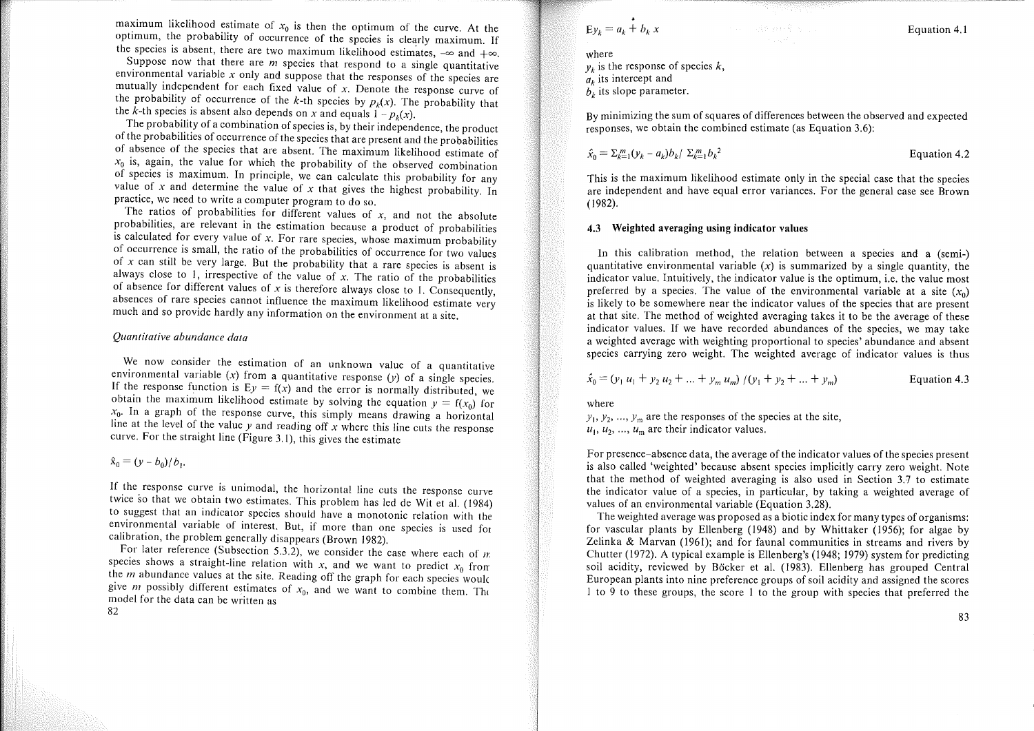maximum likelihood estimate of $x_0$ is then the optimum of the curve. At the optimum, the probability of occurrence of the species is clearly maximum. If the species is absent, there are two maximum likelihood estimates, $-\infty$ and $+\infty$.

Suppose now that there are $m$ species that respond to a single quantitative environmental variable $x$ only and suppose that the responses of the species are mutually independent for each fixed value of $x$. Denote the response curve of the probability of occurrence of the $k$-th species by $p_k(x)$. The probability that the $k$-th species is absent also depends on $x$ and equals $1 - p_k(x)$.

The probability of a combination of species is, by their independence, the product of the probabilities of occurrence of the species that are present and the probabilities of absence of the species that are absent. The maximum likelihood estimate of $x_0$ is, again, the value for which the probability of the observed combination of species is maximum. In principle, we can calculate this probability for any value of $x$ and determine the value of $x$ that gives the highest probability. In practice, we need to write a computer program to do so.

The ratios of probabilities for different values of $x$, and not the absolute probabilities, are relevant in the estimation because a product of probabilities is calculated for every value of $x$. For rare species, whose maximum probability of occurrence is small, the ratio of the probabilities of occurrence for two values of $x$ can still be very large. But the probability that a rare species is absent is always close to 1, irrespective of the value of $x$. The ratio of the probabilities of absence for different values of $x$ is therefore always close to 1. Consequently, absences of rare species cannot influence the maximum likelihood estimate very much and so provide hardly any information on the environment at a site.

*Quantitative abundance data*

We now consider the estimation of an unknown value of a quantitative environmental variable ($x$) from a quantitative response ($y$) of a single species. If the response function is $\mathrm{E}y = f(x)$ and the error is normally distributed, we obtain the maximum likelihood estimate by solving the equation $y = f(x_0)$ for $x_0$. In a graph of the response curve, this simply means drawing a horizontal line at the level of the value $y$ and reading off $x$ where this line cuts the response curve. For the straight line (Figure 3.1), this gives the estimate

$$\hat{x}_0 = (y - b_0)/b_1.$$

If the response curve is unimodal, the horizontal line cuts the response curve twice so that we obtain two estimates. This problem has led de Wit et al. (1984) to suggest that an indicator species should have a monotonic relation with the environmental variable of interest. But, if more than one species is used for calibration, the problem generally disappears (Brown 1982).

For later reference (Subsection 5.3.2), we consider the case where each of $m$ species shows a straight-line relation with $x$, and we want to predict $x_0$ from the $m$ abundance values at the site. Reading off the graph for each species would give $m$ possibly different estimates of $x_0$, and we want to combine them. The model for the data can be written as

$$\mathrm{E}y_k = a_k + b_k x \qquad \text{Equation 4.1}$$

where
$y_k$ is the response of species $k$,
$a_k$ its intercept and
$b_k$ its slope parameter.

By minimizing the sum of squares of differences between the observed and expected responses, we obtain the combined estimate (as Equation 3.6):

$$\hat{x}_0 = \Sigma_{k=1}^{m} (y_k - a_k) b_k / \Sigma_{k=1}^{m} b_k^2 \qquad \text{Equation 4.2}$$

This is the maximum likelihood estimate only in the special case that the species are independent and have equal error variances. For the general case see Brown (1982).

### 4.3 Weighted averaging using indicator values

In this calibration method, the relation between a species and a (semi-) quantitative environmental variable ($x$) is summarized by a single quantity, the indicator value. Intuitively, the indicator value is the optimum, i.e. the value most preferred by a species. The value of the environmental variable at a site ($x_0$) is likely to be somewhere near the indicator values of the species that are present at that site. The method of weighted averaging takes it to be the average of these indicator values. If we have recorded abundances of the species, we may take a weighted average with weighting proportional to species' abundance and absent species carrying zero weight. The weighted average of indicator values is thus

$$\hat{x}_0 = (y_1 u_1 + y_2 u_2 + \ldots + y_m u_m) / (y_1 + y_2 + \ldots + y_m) \qquad \text{Equation 4.3}$$

where
$y_1, y_2, \ldots, y_m$ are the responses of the species at the site,
$u_1, u_2, \ldots, u_m$ are their indicator values.

For presence-absence data, the average of the indicator values of the species present is also called 'weighted' because absent species implicitly carry zero weight. Note that the method of weighted averaging is also used in Section 3.7 to estimate the indicator value of a species, in particular, by taking a weighted average of values of an environmental variable (Equation 3.28).

The weighted average was proposed as a biotic index for many types of organisms: for vascular plants by Ellenberg (1948) and by Whittaker (1956); for algae by Zelinka & Marvan (1961); and for faunal communities in streams and rivers by Chutter (1972). A typical example is Ellenberg's (1948; 1979) system for predicting soil acidity, reviewed by Böcker et al. (1983). Ellenberg has grouped Central European plants into nine preference groups of soil acidity and assigned the scores 1 to 9 to these groups, the score 1 to the group with species that preferred the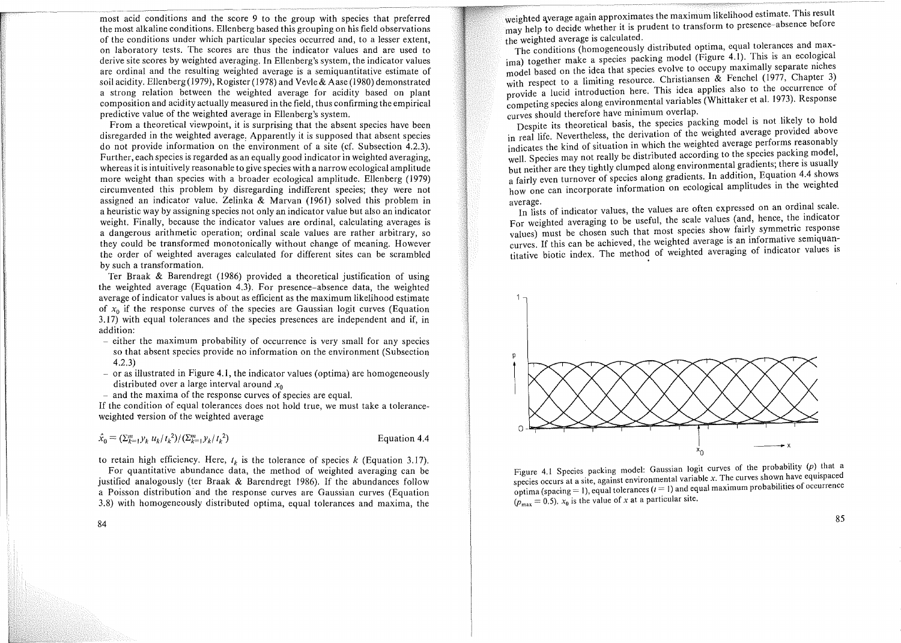most acid conditions and the score 9 to the group with species that preferred the most alkaline conditions. Ellenberg based this grouping on his field observations of the conditions under which particular species occurred and, to a lesser extent, on laboratory tests. The scores are thus the indicator values and are used to derive site scores by weighted averaging. In Ellenberg's system, the indicator values are ordinal and the resulting weighted average is a semiquantitative estimate of soil acidity. Ellenberg (1979), Rogister (1978) and Vevle & Aase (1980) demonstrated a strong relation between the weighted average for acidity based on plant composition and acidity actually measured in the field, thus confirming the empirical predictive value of the weighted average in Ellenberg's system.

From a theoretical viewpoint, it is surprising that the absent species have been disregarded in the weighted average. Apparently it is supposed that absent species do not provide information on the environment of a site (cf. Subsection 4.2.3). Further, each species is regarded as an equally good indicator in weighted averaging, whereas it is intuitively reasonable to give species with a narrow ecological amplitude more weight than species with a broader ecological amplitude. Ellenberg (1979) circumvented this problem by disregarding indifferent species; they were not assigned an indicator value. Zelinka & Marvan (1961) solved this problem in a heuristic way by assigning species not only an indicator value but also an indicator weight. Finally, because the indicator values are ordinal, calculating averages is a dangerous arithmetic operation; ordinal scale values are rather arbitrary, so they could be transformed monotonically without change of meaning. However the order of weighted averages calculated for different sites can be scrambled by such a transformation.

Ter Braak & Barendregt (1986) provided a theoretical justification of using the weighted average (Equation 4.3). For presence-absence data, the weighted average of indicator values is about as efficient as the maximum likelihood estimate of $x_0$ if the response curves of the species are Gaussian logit curves (Equation 3.17) with equal tolerances and the species presences are independent and if, in addition:

- either the maximum probability of occurrence is very small for any species so that absent species provide no information on the environment (Subsection 4.2.3)
- or as illustrated in Figure 4.1, the indicator values (optima) are homogeneously distributed over a large interval around $x_0$
- and the maxima of the response curves of species are equal.

If the condition of equal tolerances does not hold true, we must take a tolerance-weighted version of the weighted average

$$\hat{x}_0 = (\Sigma_{k=1}^{m} y_k\, u_k / t_k^2) / (\Sigma_{k=1}^{m} y_k / t_k^2) \qquad \text{Equation 4.4}$$

to retain high efficiency. Here, $t_k$ is the tolerance of species $k$ (Equation 3.17).

For quantitative abundance data, the method of weighted averaging can be justified analogously (ter Braak & Barendregt 1986). If the abundances follow a Poisson distribution and the response curves are Gaussian curves (Equation 3.8) with homogeneously distributed optima, equal tolerances and maxima, the weighted average again approximates the maximum likelihood estimate. This result may help to decide whether it is prudent to transform to presence-absence before the weighted average is calculated.

The conditions (homogeneously distributed optima, equal tolerances and maxima) together make a species packing model (Figure 4.1). This is an ecological model based on the idea that species evolve to occupy maximally separate niches with respect to a limiting resource. Christiansen & Fenchel (1977, Chapter 3) provide a lucid introduction here. This idea applies also to the occurrence of competing species along environmental variables (Whittaker et al. 1973). Response curves should therefore have minimum overlap.

Despite its theoretical basis, the species packing model is not likely to hold in real life. Nevertheless, the derivation of the weighted average provided above indicates the kind of situation in which the weighted average performs reasonably well. Species may not really be distributed according to the species packing model, but neither are they tightly clumped along environmental gradients; there is usually a fairly even turnover of species along gradients. In addition, Equation 4.4 shows how one can incorporate information on ecological amplitudes in the weighted average.

In lists of indicator values, the values are often expressed on an ordinal scale. For weighted averaging to be useful, the scale values (and, hence, the indicator values) must be chosen such that most species show fairly symmetric response curves. If this can be achieved, the weighted average is an informative semiquantitative biotic index. The method of weighted averaging of indicator values is

Figure 4.1 Species packing model: Gaussian logit curves of the probability ($p$) that a species occurs at a site, against environmental variable $x$. The curves shown have equispaced optima (spacing = 1), equal tolerances ($t$ = 1) and equal maximum probabilities of occurrence ($p_{max}$ = 0.5). $x_0$ is the value of $x$ at a particular site.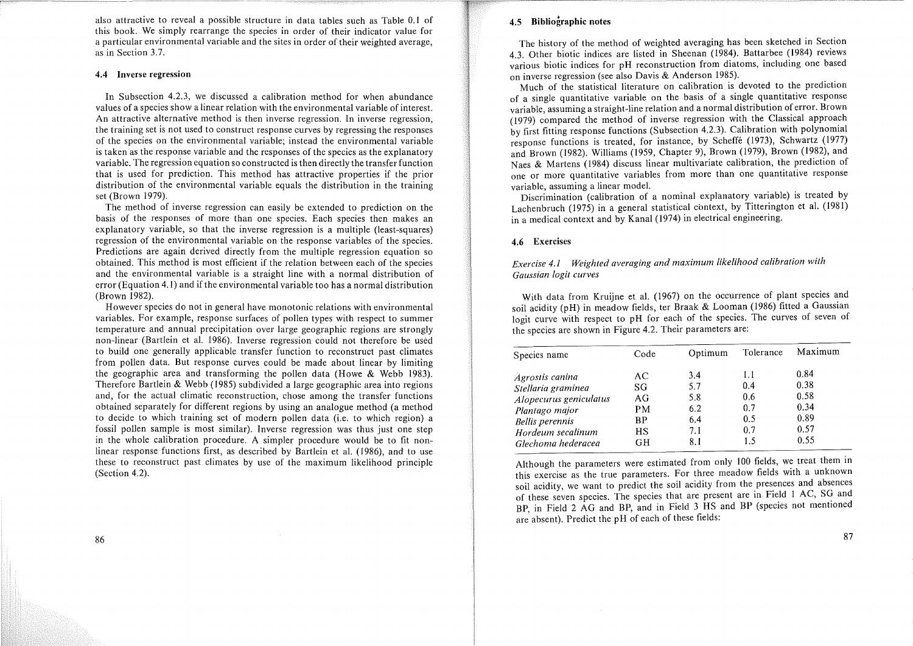also attractive to reveal a possible structure in data tables such as Table 0.1 of this book. We simply rearrange the species in order of their indicator value for a particular environmental variable and the sites in order of their weighted average, as in Section 3.7.

### 4.4 Inverse regression

In Subsection 4.2.3, we discussed a calibration method for when abundance values of a species show a linear relation with the environmental variable of interest. An attractive alternative method is then inverse regression. In inverse regression, the training set is not used to construct response curves by regressing the responses of the species on the environmental variable; instead the environmental variable is taken as the response variable and the responses of the species as the explanatory variable. The regression equation so constructed is then directly the transfer function that is used for prediction. This method has attractive properties if the prior distribution of the environmental variable equals the distribution in the training set (Brown 1979).

The method of inverse regression can easily be extended to prediction on the basis of the responses of more than one species. Each species then makes an explanatory variable, so that the inverse regression is a multiple (least-squares) regression of the environmental variable on the response variables of the species. Predictions are again derived directly from the multiple regression equation so obtained. This method is most efficient if the relation between each of the species and the environmental variable is a straight line with a normal distribution of error (Equation 4.1) and if the environmental variable too has a normal distribution (Brown 1982).

However species do not in general have monotonic relations with environmental variables. For example, response surfaces of pollen types with respect to summer temperature and annual precipitation over large geographic regions are strongly non-linear (Bartlein et al. 1986). Inverse regression could not therefore be used to build one generally applicable transfer function to reconstruct past climates from pollen data. But response curves could be made about linear by limiting the geographic area and transforming the pollen data (Howe & Webb 1983). Therefore Bartlein & Webb (1985) subdivided a large geographic area into regions and, for the actual climatic reconstruction, chose among the transfer functions obtained separately for different regions by using an analogue method (a method to decide to which training set of modern pollen data (i.e. to which region) a fossil pollen sample is most similar). Inverse regression was thus just one step in the whole calibration procedure. A simpler procedure would be to fit non-linear response functions first, as described by Bartlein et al. (1986), and to use these to reconstruct past climates by use of the maximum likelihood principle (Section 4.2).

### 4.5 Bibliographic notes

The history of the method of weighted averaging has been sketched in Section 4.3. Other biotic indices are listed in Sheehan (1984). Battarbee (1984) reviews various biotic indices for pH reconstruction from diatoms, including one based on inverse regression (see also Davis & Anderson 1985).

Much of the statistical literature on calibration is devoted to the prediction of a single quantitative variable on the basis of a single quantitative response variable, assuming a straight-line relation and a normal distribution of error. Brown (1979) compared the method of inverse regression with the Classical approach by first fitting response functions (Subsection 4.2.3). Calibration with polynomial response functions is treated, for instance, by Scheffé (1973), Schwartz (1977) and Brown (1982). Williams (1959, Chapter 9), Brown (1979), Brown (1982), and Naes & Martens (1984) discuss linear multivariate calibration, the prediction of one or more quantitative variables from more than one quantitative response variable, assuming a linear model.

Discrimination (calibration of a nominal explanatory variable) is treated by Lachenbruch (1975) in a general statistical context, by Titterington et al. (1981) in a medical context and by Kanal (1974) in electrical engineering.

### 4.6 Exercises

*Exercise 4.1 Weighted averaging and maximum likelihood calibration with Gaussian logit curves*

With data from Kruijne et al. (1967) on the occurrence of plant species and soil acidity (pH) in meadow fields, ter Braak & Looman (1986) fitted a Gaussian logit curve with respect to pH for each of the species. The curves of seven of the species are shown in Figure 4.2. Their parameters are:

| Species name | Code | Optimum | Tolerance | Maximum |
|---|---|---|---|---|
| *Agrostis canina* | AC | 3.4 | 1.1 | 0.84 |
| *Stellaria graminea* | SG | 5.7 | 0.4 | 0.38 |
| *Alopecurus geniculatus* | AG | 5.8 | 0.6 | 0.58 |
| *Plantago major* | PM | 6.2 | 0.7 | 0.34 |
| *Bellis perennis* | BP | 6.4 | 0.5 | 0.89 |
| *Hordeum secalinum* | HS | 7.1 | 0.7 | 0.57 |
| *Glechoma hederacea* | GH | 8.1 | 1.5 | 0.55 |

Although the parameters were estimated from only 100 fields, we treat them in this exercise as the true parameters. For three meadow fields with a unknown soil acidity, we want to predict the soil acidity from the presences and absences of these seven species. The species that are present are in Field 1 AC, SG and BP, in Field 2 AG and BP, and in Field 3 HS and BP (species not mentioned are absent). Predict the pH of each of these fields: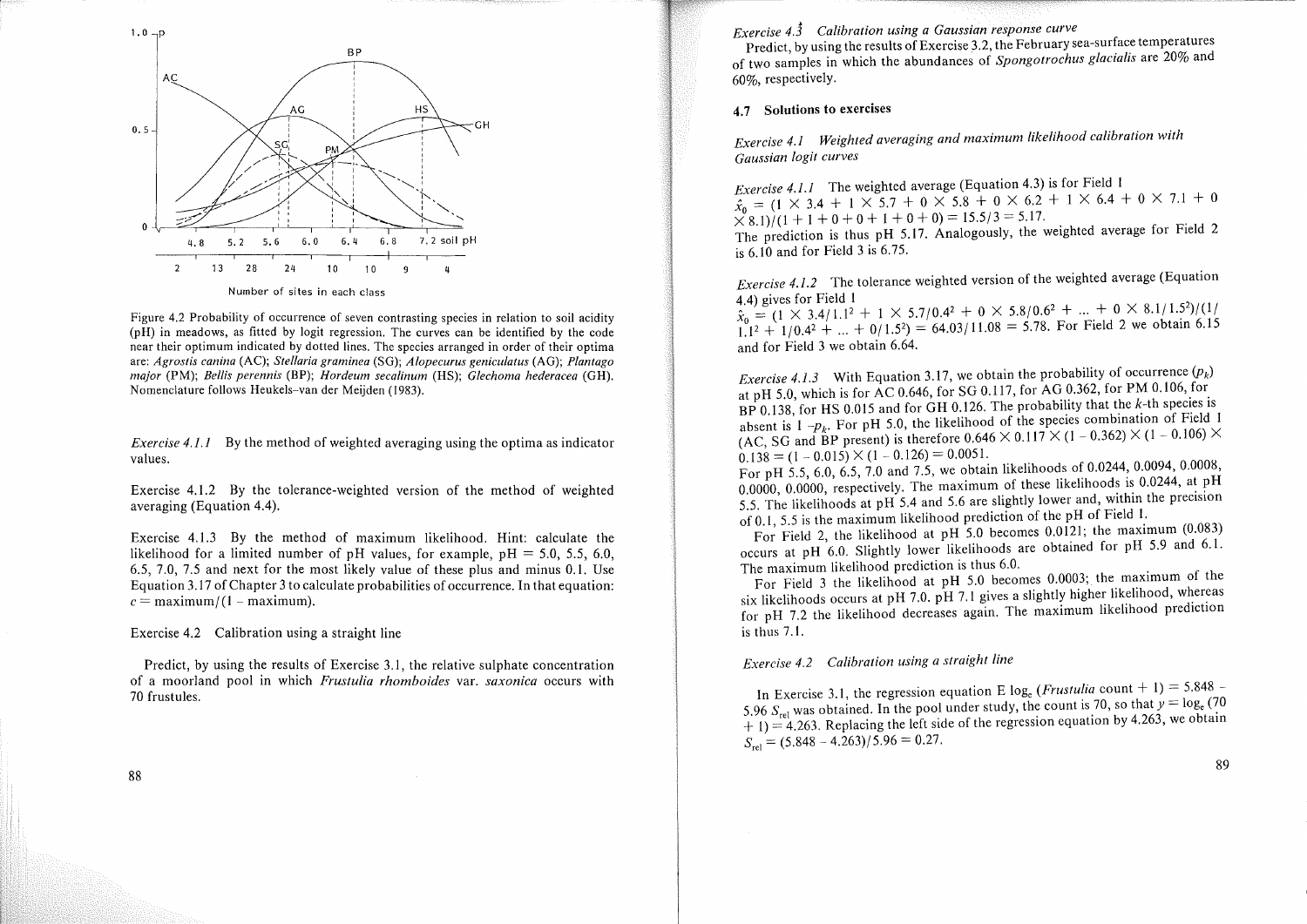Figure 4.2 Probability of occurrence of seven contrasting species in relation to soil acidity (pH) in meadows, as fitted by logit regression. The curves can be identified by the code near their optimum indicated by dotted lines. The species arranged in order of their optima are: *Agrostis canina* (AC); *Stellaria graminea* (SG); *Alopecurus geniculatus* (AG); *Plantago major* (PM); *Bellis perennis* (BP); *Hordeum secalinum* (HS); *Glechoma hederacea* (GH). Nomenclature follows Heukels-van der Meijden (1983).

*Exercise 4.1.1* By the method of weighted averaging using the optima as indicator values.

Exercise 4.1.2 By the tolerance-weighted version of the method of weighted averaging (Equation 4.4).

Exercise 4.1.3 By the method of maximum likelihood. Hint: calculate the likelihood for a limited number of pH values, for example, pH = 5.0, 5.5, 6.0, 6.5, 7.0, 7.5 and next for the most likely value of these plus and minus 0.1. Use Equation 3.17 of Chapter 3 to calculate probabilities of occurrence. In that equation: $c$ = maximum/(1 – maximum).

Exercise 4.2 Calibration using a straight line

Predict, by using the results of Exercise 3.1, the relative sulphate concentration of a moorland pool in which *Frustulia rhomboides* var. *saxonica* occurs with 70 frustules.

*Exercise 4.3 Calibration using a Gaussian response curve*

Predict, by using the results of Exercise 3.2, the February sea-surface temperatures of two samples in which the abundances of *Spongotrochus glacialis* are 20% and 60%, respectively.

## 4.7 Solutions to exercises

*Exercise 4.1 Weighted averaging and maximum likelihood calibration with Gaussian logit curves*

*Exercise 4.1.1* The weighted average (Equation 4.3) is for Field 1
$\hat{x}_0 = (1 \times 3.4 + 1 \times 5.7 + 0 \times 5.8 + 0 \times 6.2 + 1 \times 6.4 + 0 \times 7.1 + 0 \times 8.1)/(1 + 1 + 0 + 0 + 1 + 0 + 0) = 15.5/3 = 5.17$.
The prediction is thus pH 5.17. Analogously, the weighted average for Field 2 is 6.10 and for Field 3 is 6.75.

*Exercise 4.1.2* The tolerance weighted version of the weighted average (Equation 4.4) gives for Field 1
$\hat{x}_0 = (1 \times 3.4/1.1^2 + 1 \times 5.7/0.4^2 + 0 \times 5.8/0.6^2 + ... + 0 \times 8.1/1.5^2)/(1/1.1^2 + 1/0.4^2 + ... + 0/1.5^2) = 64.03/11.08 = 5.78$. For Field 2 we obtain 6.15 and for Field 3 we obtain 6.64.

*Exercise 4.1.3* With Equation 3.17, we obtain the probability of occurrence ($p_k$) at pH 5.0, which is for AC 0.646, for SG 0.117, for AG 0.362, for PM 0.106, for BP 0.138, for HS 0.015 and for GH 0.126. The probability that the $k$-th species is absent is $1 - p_k$. For pH 5.0, the likelihood of the species combination of Field 1 (AC, SG and BP present) is therefore $0.646 \times 0.117 \times (1 - 0.362) \times (1 - 0.106) \times 0.138 = (1 - 0.015) \times (1 - 0.126) = 0.0051$.
For pH 5.5, 6.0, 6.5, 7.0 and 7.5, we obtain likelihoods of 0.0244, 0.0094, 0.0008, 0.0000, 0.0000, respectively. The maximum of these likelihoods is 0.0244, at pH 5.5. The likelihoods at pH 5.4 and 5.6 are slightly lower and, within the precision of 0.1, 5.5 is the maximum likelihood prediction of the pH of Field 1.

For Field 2, the likelihood at pH 5.0 becomes 0.0121; the maximum (0.083) occurs at pH 6.0. Slightly lower likelihoods are obtained for pH 5.9 and 6.1. The maximum likelihood prediction is thus 6.0.

For Field 3 the likelihood at pH 5.0 becomes 0.0003; the maximum of the six likelihoods occurs at pH 7.0. pH 7.1 gives a slightly higher likelihood, whereas for pH 7.2 the likelihood decreases again. The maximum likelihood prediction is thus 7.1.

*Exercise 4.2 Calibration using a straight line*

In Exercise 3.1, the regression equation E $\log_e$ (*Frustulia* count + 1) = 5.848 – 5.96 $S_{rel}$ was obtained. In the pool under study, the count is 70, so that $y = \log_e(70 + 1) = 4.263$. Replacing the left side of the regression equation by 4.263, we obtain $S_{rel} = (5.848 - 4.263)/5.96 = 0.27$.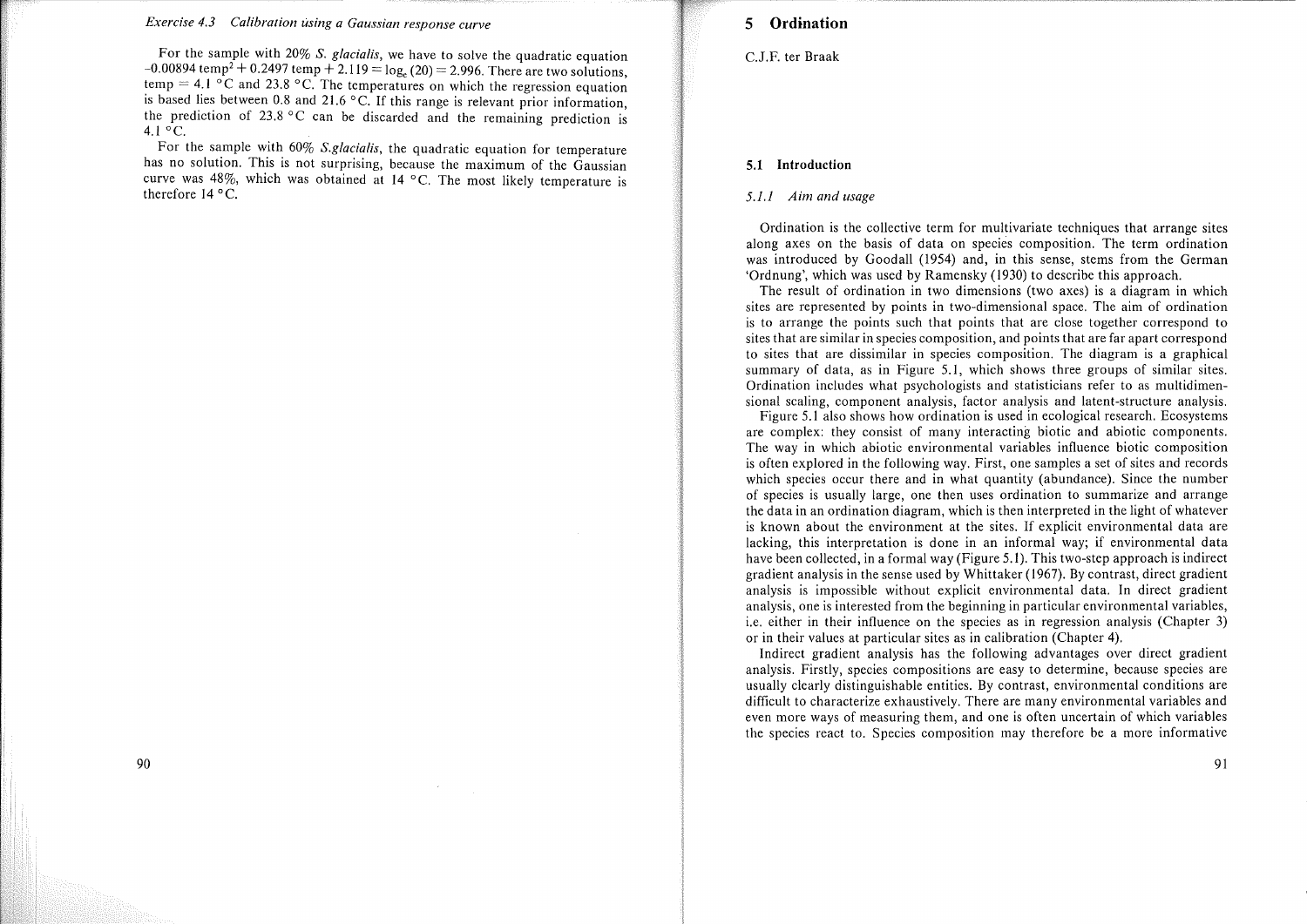For the sample with 20% *S. glacialis*, we have to solve the quadratic equation $-0.00894\ \text{temp}^2 + 0.2497\ \text{temp} + 2.119 = \log_e(20) = 2.996$. There are two solutions, temp = 4.1 °C and 23.8 °C. The temperatures on which the regression equation is based lies between 0.8 and 21.6 °C. If this range is relevant prior information, the prediction of 23.8 °C can be discarded and the remaining prediction is 4.1 °C.

For the sample with 60% *S.glacialis*, the quadratic equation for temperature has no solution. This is not surprising, because the maximum of the Gaussian curve was 48%, which was obtained at 14 °C. The most likely temperature is therefore 14 °C.

# 5 Ordination

C.J.F. ter Braak

## 5.1 Introduction

### 5.1.1 *Aim and usage*

Ordination is the collective term for multivariate techniques that arrange sites along axes on the basis of data on species composition. The term ordination was introduced by Goodall (1954) and, in this sense, stems from the German 'Ordnung', which was used by Ramensky (1930) to describe this approach.

The result of ordination in two dimensions (two axes) is a diagram in which sites are represented by points in two-dimensional space. The aim of ordination is to arrange the points such that points that are close together correspond to sites that are similar in species composition, and points that are far apart correspond to sites that are dissimilar in species composition. The diagram is a graphical summary of data, as in Figure 5.1, which shows three groups of similar sites. Ordination includes what psychologists and statisticians refer to as multidimensional scaling, component analysis, factor analysis and latent-structure analysis.

Figure 5.1 also shows how ordination is used in ecological research. Ecosystems are complex: they consist of many interacting biotic and abiotic components. The way in which abiotic environmental variables influence biotic composition is often explored in the following way. First, one samples a set of sites and records which species occur there and in what quantity (abundance). Since the number of species is usually large, one then uses ordination to summarize and arrange the data in an ordination diagram, which is then interpreted in the light of whatever is known about the environment at the sites. If explicit environmental data are lacking, this interpretation is done in an informal way; if environmental data have been collected, in a formal way (Figure 5.1). This two-step approach is indirect gradient analysis in the sense used by Whittaker (1967). By contrast, direct gradient analysis is impossible without explicit environmental data. In direct gradient analysis, one is interested from the beginning in particular environmental variables, i.e. either in their influence on the species as in regression analysis (Chapter 3) or in their values at particular sites as in calibration (Chapter 4).

Indirect gradient analysis has the following advantages over direct gradient analysis. Firstly, species compositions are easy to determine, because species are usually clearly distinguishable entities. By contrast, environmental conditions are difficult to characterize exhaustively. There are many environmental variables and even more ways of measuring them, and one is often uncertain of which variables the species react to. Species composition may therefore be a more informative